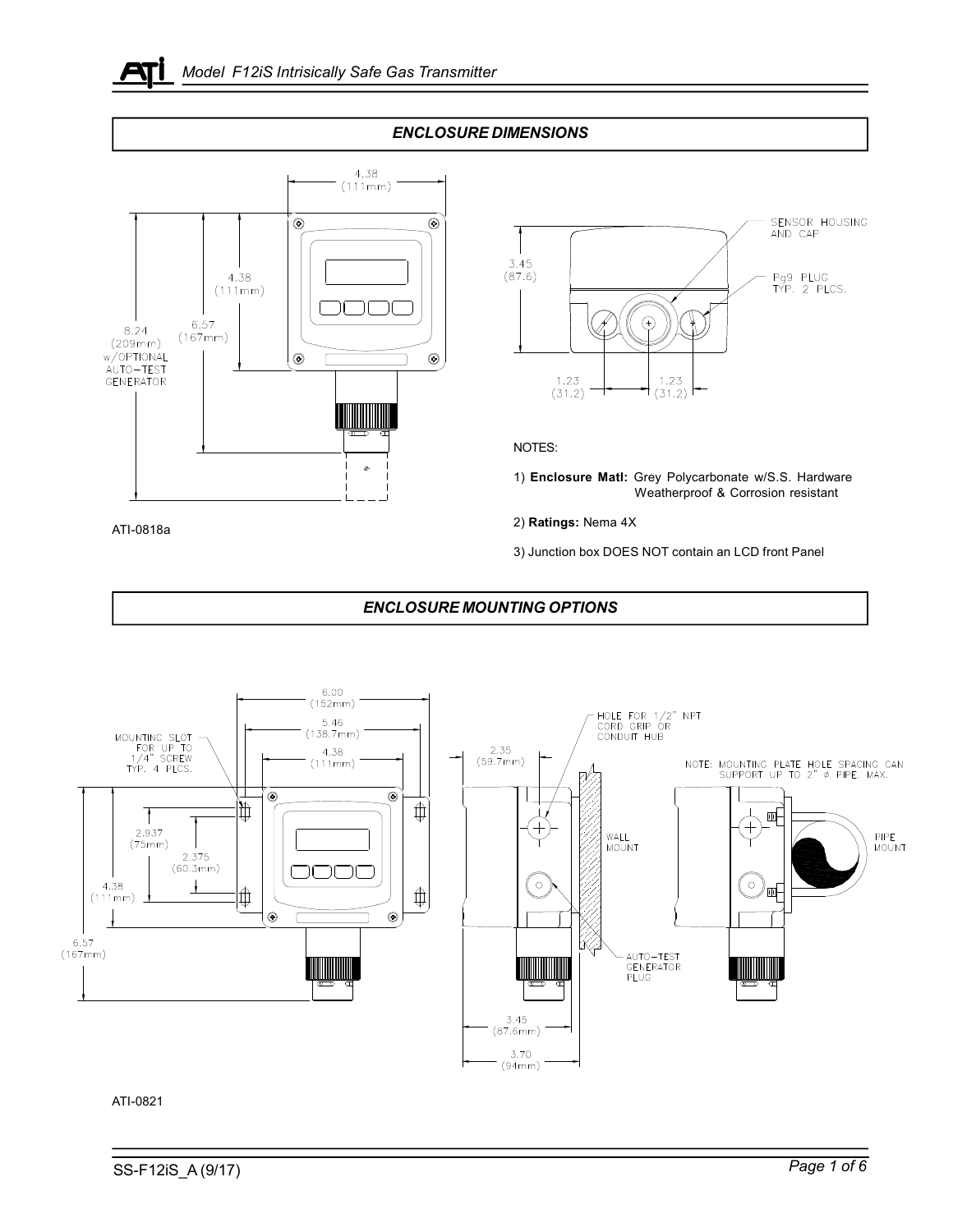## ENCLOSURE DIMENSIONS

4.38 (111mm)

4.38 (111mm)

6.57 (167mm)

8.24 (209mm) w/OPTIONAL AUTO-TEST GENERATOR

3.45 (87.6)

SENSOR HOUSING AND CAP

Pg9 PLUG TYP. 2 PLCS.

1.23 (31.2)

1.23 (31.2)

ATI-0818a

NOTES:

1) **Enclosure Matl:** Grey Polycarbonate w/S.S. Hardware Weatherproof & Corrosion resistant

2) **Ratings:** Nema 4X

3) Junction box DOES NOT contain an LCD front Panel

## ENCLOSURE MOUNTING OPTIONS

6.00 (152mm)

5.46 (138.7mm)

4.38 (111mm)

MOUNTING SLOT FOR UP TO 1/4" SCREW TYP. 4 PLCS.

2.937 (75mm)

2.375 (60.3mm)

4.38 (111mm)

6.57 (167mm)

2.35 (59.7mm)

HOLE FOR 1/2" NPT CORD GRIP OR CONDUIT HUB

WALL MOUNT

AUTO-TEST GENERATOR PLUG

3.45 (87.6mm)

3.70 (94mm)

NOTE: MOUNTING PLATE HOLE SPACING CAN SUPPORT UP TO 2" ø PIPE. MAX.

PIPE MOUNT

ATI-0821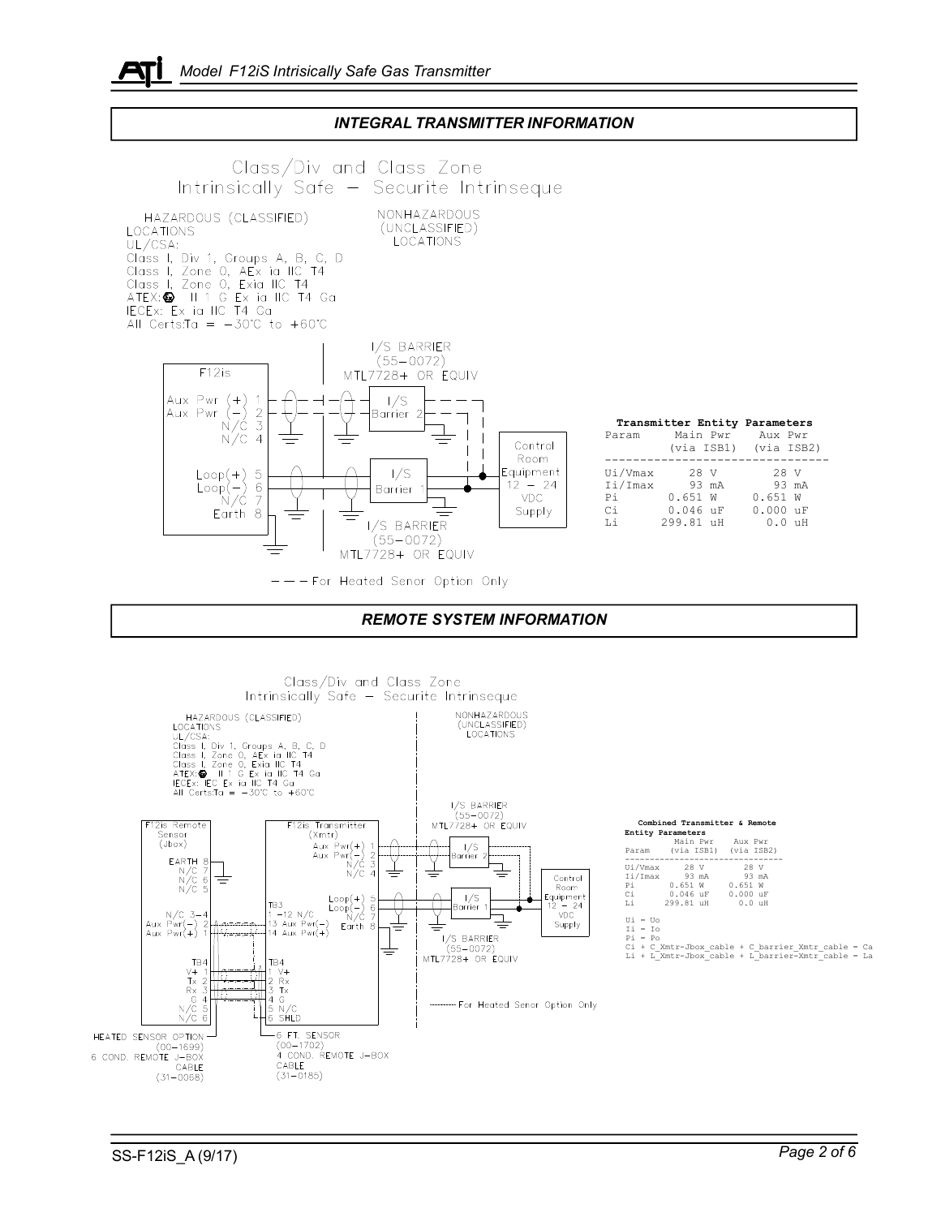## INTEGRAL TRANSMITTER INFORMATION

Class/Div and Class Zone
Intrinsically Safe – Securite Intrinseque

HAZARDOUS (CLASSIFIED) LOCATIONS
UL/CSA:
Class I, Div 1, Groups A, B, C, D
Class I, Zone 0, AEx ia IIC T4
Class I, Zone 0, Exia IIC T4
ATEX: II 1 G Ex ia IIC T4 Ga
IECEx: Ex ia IIC T4 Ga
All Certs:Ta = −30°C to +60°C

NONHAZARDOUS (UNCLASSIFIED) LOCATIONS

F12is
Aux Pwr (+) 1
Aux Pwr (−) 2
N/C 3
N/C 4
Loop(+) 5
Loop(−) 6
N/C 7
Earth 8

I/S BARRIER (55−0072) MTL7728+ OR EQUIV
I/S Barrier 2
I/S Barrier 1
I/S BARRIER (55−0072) MTL7728+ OR EQUIV

Control Room Equipment 12 − 24 VDC Supply

− − − For Heated Senor Option Only

**Transmitter Entity Parameters**

| Param | Main Pwr (via ISB1) | Aux Pwr (via ISB2) |
|---|---|---|
| Ui/Vmax | 28 V | 28 V |
| Ii/Imax | 93 mA | 93 mA |
| Pi | 0.651 W | 0.651 W |
| Ci | 0.046 uF | 0.000 uF |
| Li | 299.81 uH | 0.0 uH |

## REMOTE SYSTEM INFORMATION

Class/Div and Class Zone
Intrinsically Safe – Securite Intrinseque

HAZARDOUS (CLASSIFIED) LOCATIONS
UL/CSA:
Class I, Div 1, Groups A, B, C, D
Class I, Zone 0, AEx ia IIC T4
Class I, Zone 0, Exia IIC T4
ATEX: II 1 G Ex ia IIC T4 Ga
IECEx: IEC Ex ia IIC T4 Ga
All Certs:Ta = −30°C to +60°C

NONHAZARDOUS (UNCLASSIFIED) LOCATIONS

F12is Remote Sensor (Jbox)
EARTH 8
N/C 7
N/C 6
N/C 5
N/C 3−4
Aux Pwr(−) 2
Aux Pwr(+) 1
TB4
V+ 1
Tx 2
Rx 3
G 4
N/C 5
N/C 6

F12is Transmitter (Xmtr)
Aux Pwr(+) 1
Aux Pwr(−) 2
N/C 3
N/C 4
Loop(+) 5
Loop(−) 6
N/C 7
Earth 8
TB3
1 −12 N/C
13 Aux Pwr(−)
14 Aux Pwr(+)
TB4
1 V+
2 Rx
3 Tx
4 G
5 N/C
6 SHLD

I/S BARRIER (55−0072) MTL7728+ OR EQUIV
I/S Barrier 2
I/S Barrier 1
I/S BARRIER (55−0072) MTL7728+ OR EQUIV

Control Room Equipment 12 − 24 VDC Supply

········ For Heated Senor Option Only

HEATED SENSOR OPTION (00−1699) 6 COND. REMOTE J−BOX CABLE (31−0068)

6 FT. SENSOR (00−1702) 4 COND. REMOTE J−BOX CABLE (31−0185)

**Combined Transmitter & Remote Entity Parameters**

| Param | Main Pwr (via ISB1) | Aux Pwr (via ISB2) |
|---|---|---|
| Ui/Vmax | 28 V | 28 V |
| Ii/Imax | 93 mA | 93 mA |
| Pi | 0.651 W | 0.651 W |
| Ci | 0.046 uF | 0.000 uF |
| Li | 299.81 uH | 0.0 uH |

Ui = Uo
Ii = Io
Pi = Po
Ci + C_Xmtr-Jbox_cable + C_barrier_Xmtr_cable = Ca
Li + L_Xmtr-Jbox_cable + L_barrier-Xmtr_cable = La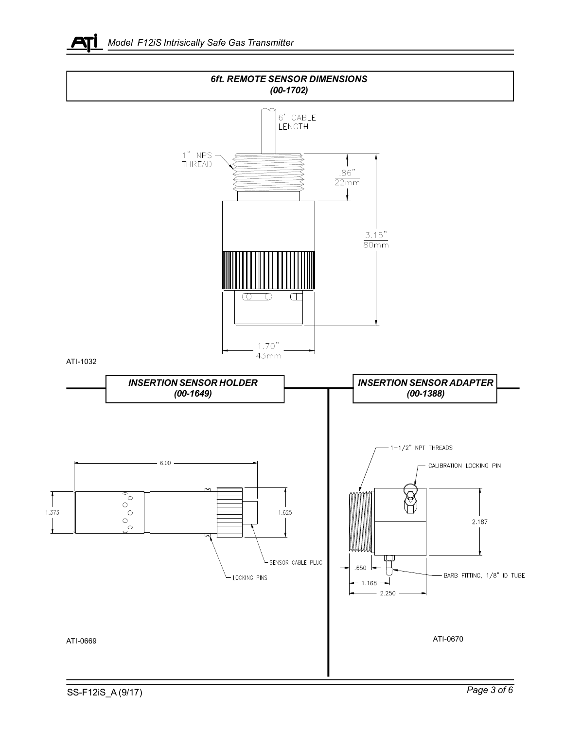## 6ft. REMOTE SENSOR DIMENSIONS (00-1702)

6' CABLE LENGTH

1" NPS THREAD

.86" 22mm

3.15" 80mm

1.70" 43mm

ATI-1032

## INSERTION SENSOR HOLDER (00-1649)

6.00

1.373

1.625

SENSOR CABLE PLUG

LOCKING PINS

ATI-0669

## INSERTION SENSOR ADAPTER (00-1388)

1-1/2" NPT THREADS

CALIBRATION LOCKING PIN

2.187

.650

1.168

2.250

BARB FITTING, 1/8" ID TUBE

ATI-0670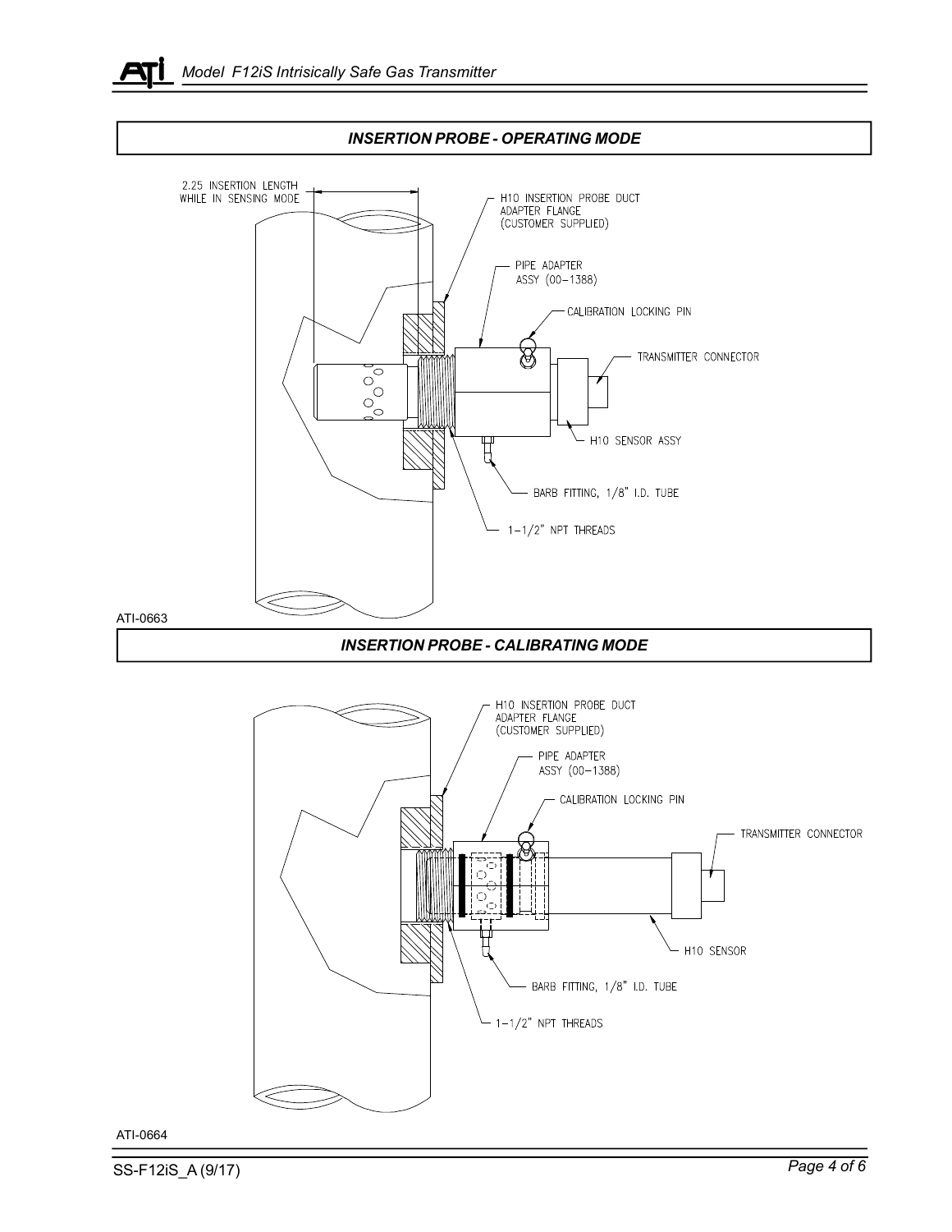## INSERTION PROBE - OPERATING MODE

2.25 INSERTION LENGTH WHILE IN SENSING MODE

H10 INSERTION PROBE DUCT ADAPTER FLANGE (CUSTOMER SUPPLIED)

PIPE ADAPTER ASSY (00-1388)

CALIBRATION LOCKING PIN

TRANSMITTER CONNECTOR

H10 SENSOR ASSY

BARB FITTING, 1/8" I.D. TUBE

1-1/2" NPT THREADS

ATI-0663

## INSERTION PROBE - CALIBRATING MODE

H10 INSERTION PROBE DUCT ADAPTER FLANGE (CUSTOMER SUPPLIED)

PIPE ADAPTER ASSY (00-1388)

CALIBRATION LOCKING PIN

TRANSMITTER CONNECTOR

H10 SENSOR

BARB FITTING, 1/8" I.D. TUBE

1-1/2" NPT THREADS

ATI-0664

SS-F12iS_A (9/17)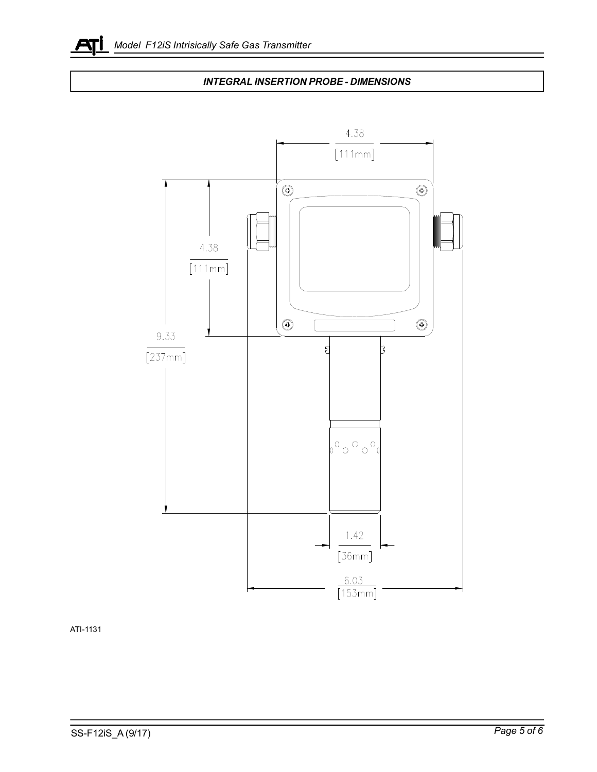## INTEGRAL INSERTION PROBE - DIMENSIONS

4.38
[111mm]

4.38
[111mm]

9.33
[237mm]

1.42
[36mm]

6.03
[153mm]

ATI-1131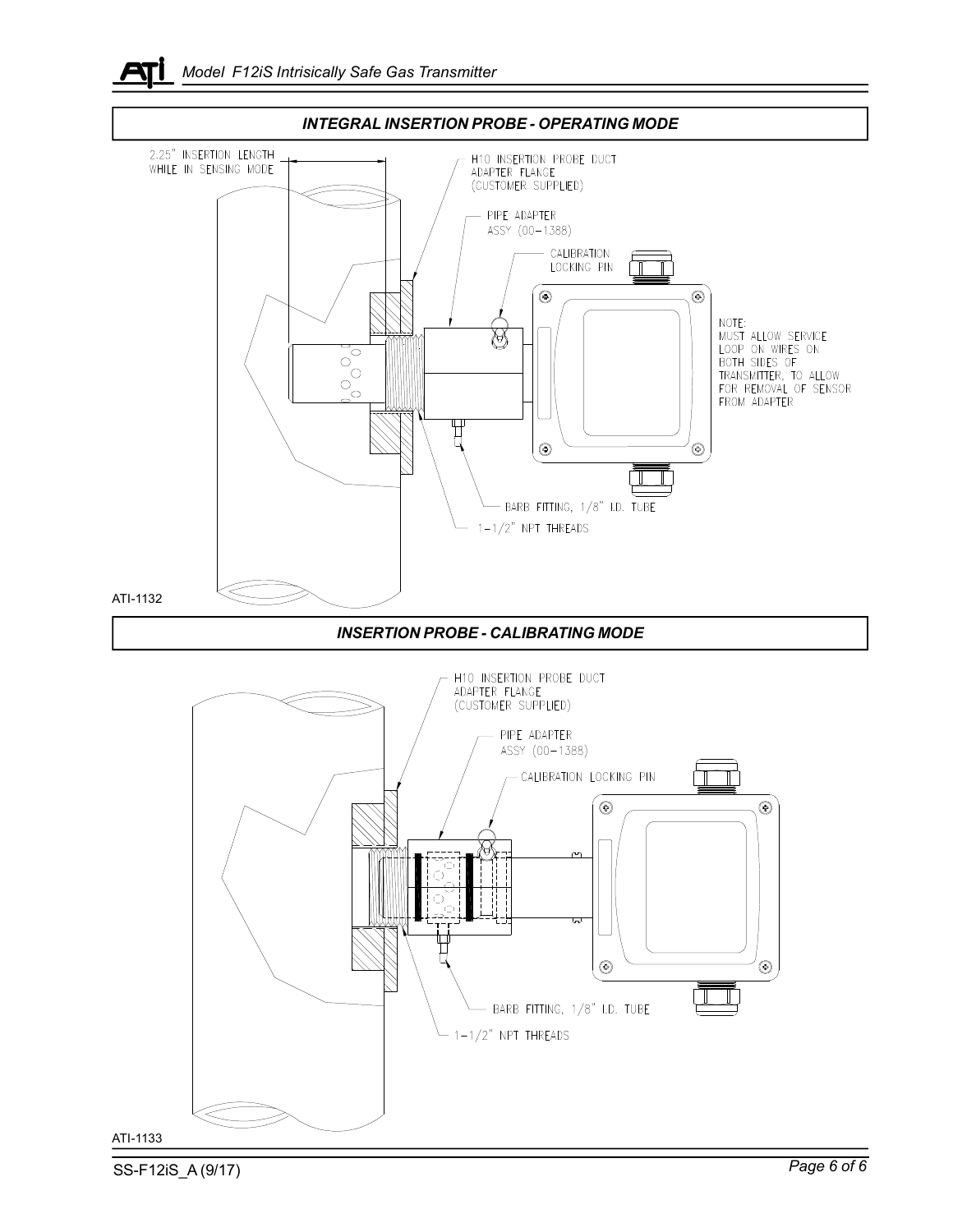## INTEGRAL INSERTION PROBE - OPERATING MODE

2.25" INSERTION LENGTH
WHILE IN SENSING MODE

H10 INSERTION PROBE DUCT
ADAPTER FLANGE
(CUSTOMER SUPPLIED)

PIPE ADAPTER
ASSY (00-1388)

CALIBRATION
LOCKING PIN

NOTE:
MUST ALLOW SERVICE
LOOP ON WIRES ON
BOTH SIDES OF
TRANSMITTER, TO ALLOW
FOR REMOVAL OF SENSOR
FROM ADAPTER

BARB FITTING, 1/8" I.D. TUBE

1-1/2" NPT THREADS

ATI-1132

## INSERTION PROBE - CALIBRATING MODE

H10 INSERTION PROBE DUCT
ADAPTER FLANGE
(CUSTOMER SUPPLIED)

PIPE ADAPTER
ASSY (00-1388)

CALIBRATION LOCKING PIN

BARB FITTING, 1/8" I.D. TUBE

1-1/2" NPT THREADS

ATI-1133